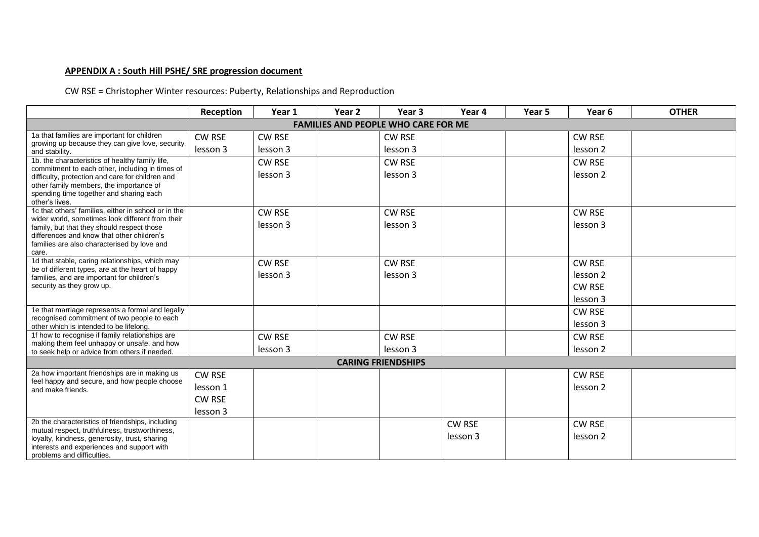**APPENDIX A : South Hill PSHE/ SRE progression document**

CW RSE = Christopher Winter resources: Puberty, Relationships and Reproduction

| | Reception | Year 1 | Year 2 | Year 3 | Year 4 | Year 5 | Year 6 | OTHER |
|---|---|---|---|---|---|---|---|---|
| **FAMILIES AND PEOPLE WHO CARE FOR ME** | | | | | | | | |
| 1a that families are important for children growing up because they can give love, security and stability. | CW RSE lesson 3 | CW RSE lesson 3 | | CW RSE lesson 3 | | | CW RSE lesson 2 | |
| 1b. the characteristics of healthy family life, commitment to each other, including in times of difficulty, protection and care for children and other family members, the importance of spending time together and sharing each other's lives. | | CW RSE lesson 3 | | CW RSE lesson 3 | | | CW RSE lesson 2 | |
| 1c that others' families, either in school or in the wider world, sometimes look different from their family, but that they should respect those differences and know that other children's families are also characterised by love and care. | | CW RSE lesson 3 | | CW RSE lesson 3 | | | CW RSE lesson 3 | |
| 1d that stable, caring relationships, which may be of different types, are at the heart of happy families, and are important for children's security as they grow up. | | CW RSE lesson 3 | | CW RSE lesson 3 | | | CW RSE lesson 2 CW RSE lesson 3 | |
| 1e that marriage represents a formal and legally recognised commitment of two people to each other which is intended to be lifelong. | | | | | | | CW RSE lesson 3 | |
| 1f how to recognise if family relationships are making them feel unhappy or unsafe, and how to seek help or advice from others if needed. | | CW RSE lesson 3 | | CW RSE lesson 3 | | | CW RSE lesson 2 | |
| **CARING FRIENDSHIPS** | | | | | | | | |
| 2a how important friendships are in making us feel happy and secure, and how people choose and make friends. | CW RSE lesson 1 CW RSE lesson 3 | | | | | | CW RSE lesson 2 | |
| 2b the characteristics of friendships, including mutual respect, truthfulness, trustworthiness, loyalty, kindness, generosity, trust, sharing interests and experiences and support with problems and difficulties. | | | | | CW RSE lesson 3 | | CW RSE lesson 2 | |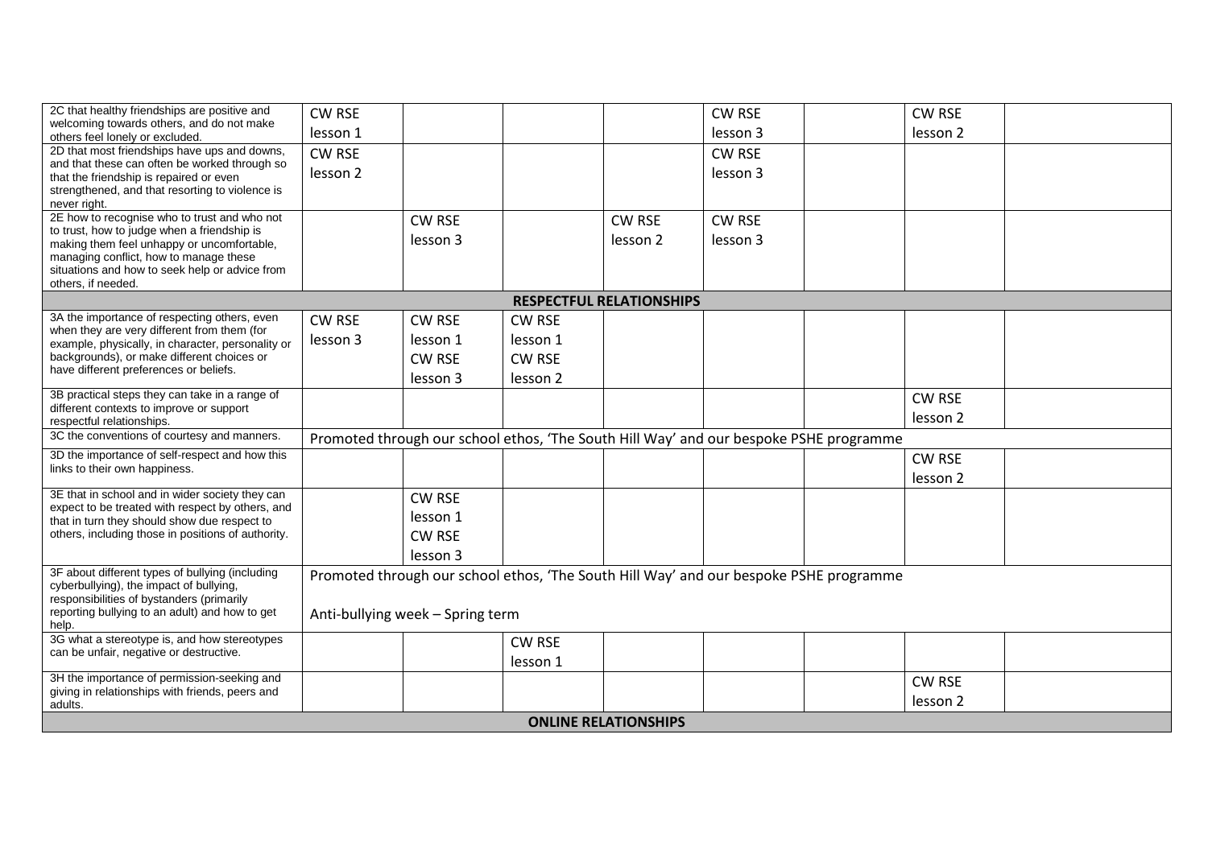| | | | | | | | | |
|---|---|---|---|---|---|---|---|---|
| 2C that healthy friendships are positive and welcoming towards others, and do not make others feel lonely or excluded. | CW RSE lesson 1 | | | | CW RSE lesson 3 | | CW RSE lesson 2 | |
| 2D that most friendships have ups and downs, and that these can often be worked through so that the friendship is repaired or even strengthened, and that resorting to violence is never right. | CW RSE lesson 2 | | | | CW RSE lesson 3 | | | |
| 2E how to recognise who to trust and who not to trust, how to judge when a friendship is making them feel unhappy or uncomfortable, managing conflict, how to manage these situations and how to seek help or advice from others, if needed. | | CW RSE lesson 3 | | CW RSE lesson 2 | CW RSE lesson 3 | | | |
| **RESPECTFUL RELATIONSHIPS** | | | | | | | | |
| 3A the importance of respecting others, even when they are very different from them (for example, physically, in character, personality or backgrounds), or make different choices or have different preferences or beliefs. | CW RSE lesson 3 | CW RSE lesson 1 CW RSE lesson 3 | CW RSE lesson 1 CW RSE lesson 2 | | | | | |
| 3B practical steps they can take in a range of different contexts to improve or support respectful relationships. | | | | | | | CW RSE lesson 2 | |
| 3C the conventions of courtesy and manners. | Promoted through our school ethos, 'The South Hill Way' and our bespoke PSHE programme | | | | | | | |
| 3D the importance of self-respect and how this links to their own happiness. | | | | | | | CW RSE lesson 2 | |
| 3E that in school and in wider society they can expect to be treated with respect by others, and that in turn they should show due respect to others, including those in positions of authority. | | CW RSE lesson 1 CW RSE lesson 3 | | | | | | |
| 3F about different types of bullying (including cyberbullying), the impact of bullying, responsibilities of bystanders (primarily reporting bullying to an adult) and how to get help. | Promoted through our school ethos, 'The South Hill Way' and our bespoke PSHE programme<br><br>Anti-bullying week – Spring term | | | | | | | |
| 3G what a stereotype is, and how stereotypes can be unfair, negative or destructive. | | | CW RSE lesson 1 | | | | | |
| 3H the importance of permission-seeking and giving in relationships with friends, peers and adults. | | | | | | | CW RSE lesson 2 | |
| **ONLINE RELATIONSHIPS** | | | | | | | | |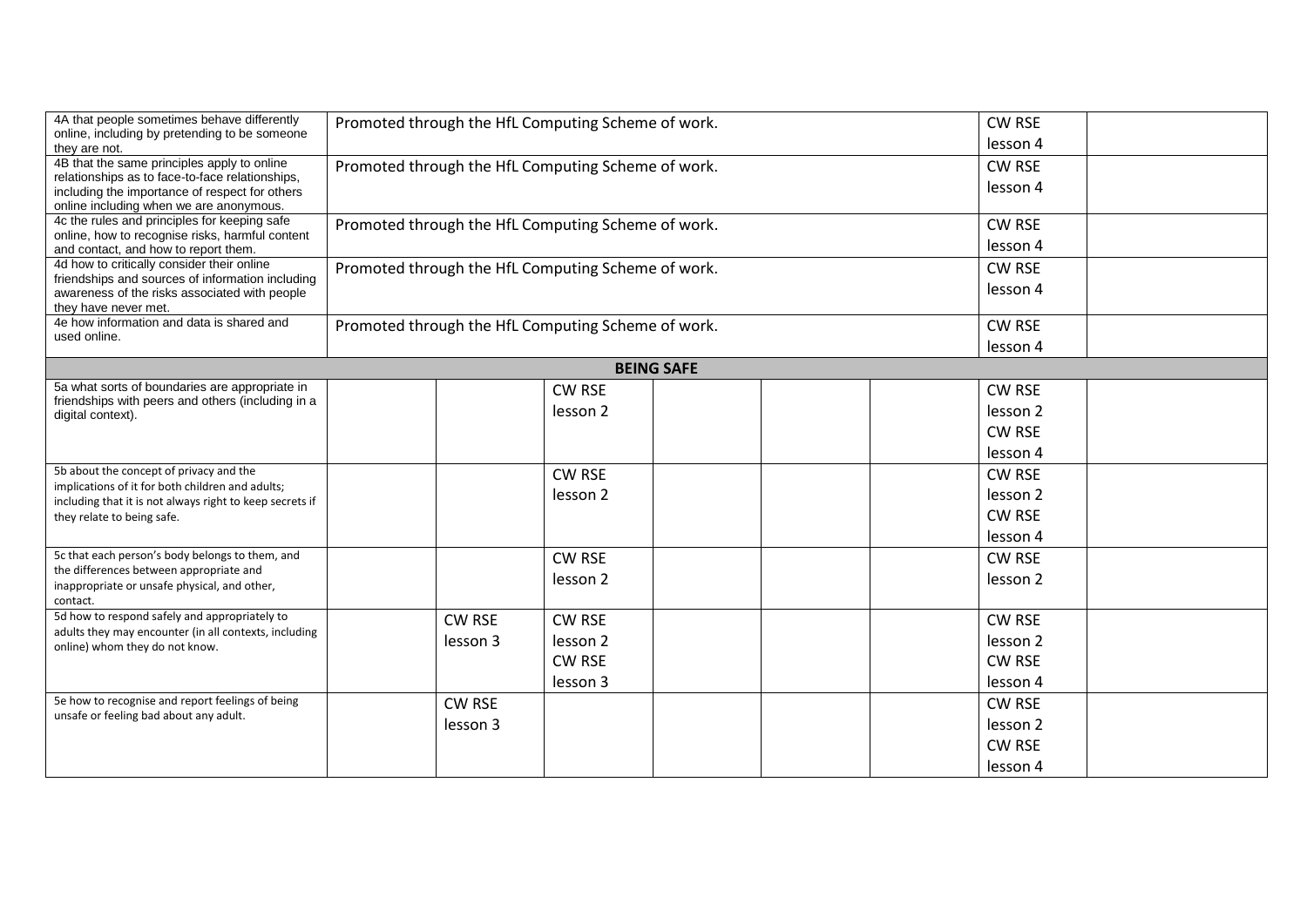| | | | | | | | | |
|---|---|---|---|---|---|---|---|---|
| 4A that people sometimes behave differently online, including by pretending to be someone they are not. | Promoted through the HfL Computing Scheme of work. | | | | | | CW RSE lesson 4 | |
| 4B that the same principles apply to online relationships as to face-to-face relationships, including the importance of respect for others online including when we are anonymous. | Promoted through the HfL Computing Scheme of work. | | | | | | CW RSE lesson 4 | |
| 4c the rules and principles for keeping safe online, how to recognise risks, harmful content and contact, and how to report them. | Promoted through the HfL Computing Scheme of work. | | | | | | CW RSE lesson 4 | |
| 4d how to critically consider their online friendships and sources of information including awareness of the risks associated with people they have never met. | Promoted through the HfL Computing Scheme of work. | | | | | | CW RSE lesson 4 | |
| 4e how information and data is shared and used online. | Promoted through the HfL Computing Scheme of work. | | | | | | CW RSE lesson 4 | |
| **BEING SAFE** | | | | | | | | |
| 5a what sorts of boundaries are appropriate in friendships with peers and others (including in a digital context). | | | CW RSE lesson 2 | | | | CW RSE lesson 2 CW RSE lesson 4 | |
| 5b about the concept of privacy and the implications of it for both children and adults; including that it is not always right to keep secrets if they relate to being safe. | | | CW RSE lesson 2 | | | | CW RSE lesson 2 CW RSE lesson 4 | |
| 5c that each person's body belongs to them, and the differences between appropriate and inappropriate or unsafe physical, and other, contact. | | | CW RSE lesson 2 | | | | CW RSE lesson 2 | |
| 5d how to respond safely and appropriately to adults they may encounter (in all contexts, including online) whom they do not know. | | CW RSE lesson 3 | CW RSE lesson 2 CW RSE lesson 3 | | | | CW RSE lesson 2 CW RSE lesson 4 | |
| 5e how to recognise and report feelings of being unsafe or feeling bad about any adult. | | CW RSE lesson 3 | | | | | CW RSE lesson 2 CW RSE lesson 4 | |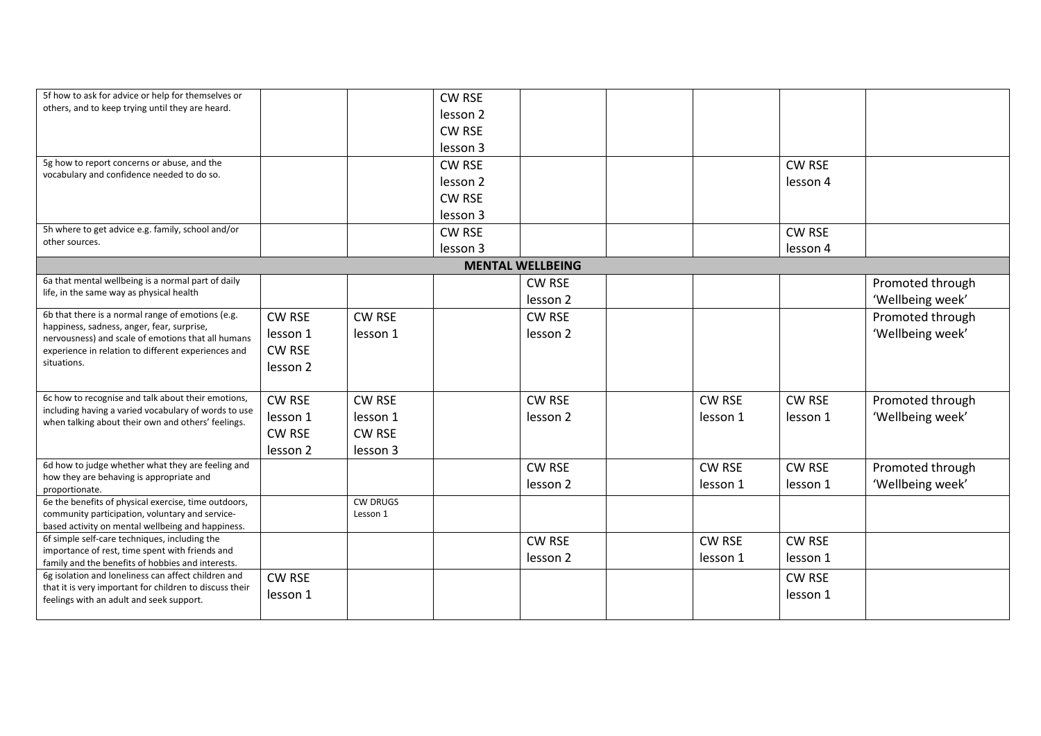| | | | | | | | | |
|---|---|---|---|---|---|---|---|---|
| 5f how to ask for advice or help for themselves or others, and to keep trying until they are heard. | | | CW RSE lesson 2 CW RSE lesson 3 | | | | | |
| 5g how to report concerns or abuse, and the vocabulary and confidence needed to do so. | | | CW RSE lesson 2 CW RSE lesson 3 | | | | CW RSE lesson 4 | |
| 5h where to get advice e.g. family, school and/or other sources. | | | CW RSE lesson 3 | | | | CW RSE lesson 4 | |
| **MENTAL WELLBEING** | | | | | | | | |
| 6a that mental wellbeing is a normal part of daily life, in the same way as physical health | | | | CW RSE lesson 2 | | | | Promoted through 'Wellbeing week' |
| 6b that there is a normal range of emotions (e.g. happiness, sadness, anger, fear, surprise, nervousness) and scale of emotions that all humans experience in relation to different experiences and situations. | CW RSE lesson 1 CW RSE lesson 2 | CW RSE lesson 1 | | CW RSE lesson 2 | | | | Promoted through 'Wellbeing week' |
| 6c how to recognise and talk about their emotions, including having a varied vocabulary of words to use when talking about their own and others' feelings. | CW RSE lesson 1 CW RSE lesson 2 | CW RSE lesson 1 CW RSE lesson 3 | | CW RSE lesson 2 | | CW RSE lesson 1 | CW RSE lesson 1 | Promoted through 'Wellbeing week' |
| 6d how to judge whether what they are feeling and how they are behaving is appropriate and proportionate. | | | | CW RSE lesson 2 | | CW RSE lesson 1 | CW RSE lesson 1 | Promoted through 'Wellbeing week' |
| 6e the benefits of physical exercise, time outdoors, community participation, voluntary and service-based activity on mental wellbeing and happiness. | | CW DRUGS Lesson 1 | | | | | | |
| 6f simple self-care techniques, including the importance of rest, time spent with friends and family and the benefits of hobbies and interests. | | | | CW RSE lesson 2 | | CW RSE lesson 1 | CW RSE lesson 1 | |
| 6g isolation and loneliness can affect children and that it is very important for children to discuss their feelings with an adult and seek support. | CW RSE lesson 1 | | | | | | CW RSE lesson 1 | |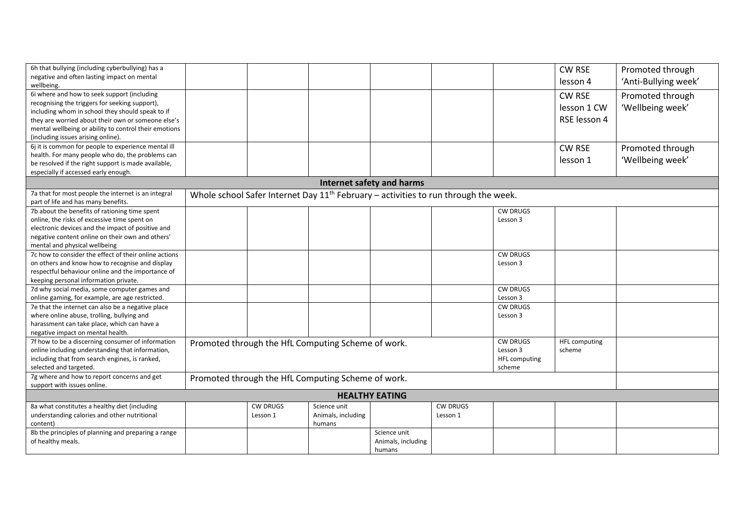| 6h that bullying (including cyberbullying) has a negative and often lasting impact on mental wellbeing. | | | | | | | CW RSE lesson 4 | Promoted through 'Anti-Bullying week' |
|---|---|---|---|---|---|---|---|---|
| 6i where and how to seek support (including recognising the triggers for seeking support), including whom in school they should speak to if they are worried about their own or someone else's mental wellbeing or ability to control their emotions (including issues arising online). | | | | | | | CW RSE lesson 1 CW RSE lesson 4 | Promoted through 'Wellbeing week' |
| 6j it is common for people to experience mental ill health. For many people who do, the problems can be resolved if the right support is made available, especially if accessed early enough. | | | | | | | CW RSE lesson 1 | Promoted through 'Wellbeing week' |
| **Internet safety and harms** | | | | | | | | |
| 7a that for most people the internet is an integral part of life and has many benefits. | Whole school Safer Internet Day 11th February – activities to run through the week. | | | | | | | |
| 7b about the benefits of rationing time spent online, the risks of excessive time spent on electronic devices and the impact of positive and negative content online on their own and others' mental and physical wellbeing | | | | | | CW DRUGS Lesson 3 | | |
| 7c how to consider the effect of their online actions on others and know how to recognise and display respectful behaviour online and the importance of keeping personal information private. | | | | | | CW DRUGS Lesson 3 | | |
| 7d why social media, some computer games and online gaming, for example, are age restricted. | | | | | | CW DRUGS Lesson 3 | | |
| 7e that the internet can also be a negative place where online abuse, trolling, bullying and harassment can take place, which can have a negative impact on mental health. | | | | | | CW DRUGS Lesson 3 | | |
| 7f how to be a discerning consumer of information online including understanding that information, including that from search engines, is ranked, selected and targeted. | Promoted through the HfL Computing Scheme of work. | | | | | CW DRUGS Lesson 3 HFL computing scheme | HFL computing scheme | |
| 7g where and how to report concerns and get support with issues online. | Promoted through the HfL Computing Scheme of work. | | | | | | | |
| **HEALTHY EATING** | | | | | | | | |
| 8a what constitutes a healthy diet (including understanding calories and other nutritional content) | | CW DRUGS Lesson 1 | Science unit Animals, including humans | | CW DRUGS Lesson 1 | | | |
| 8b the principles of planning and preparing a range of healthy meals. | | | | Science unit Animals, including humans | | | | |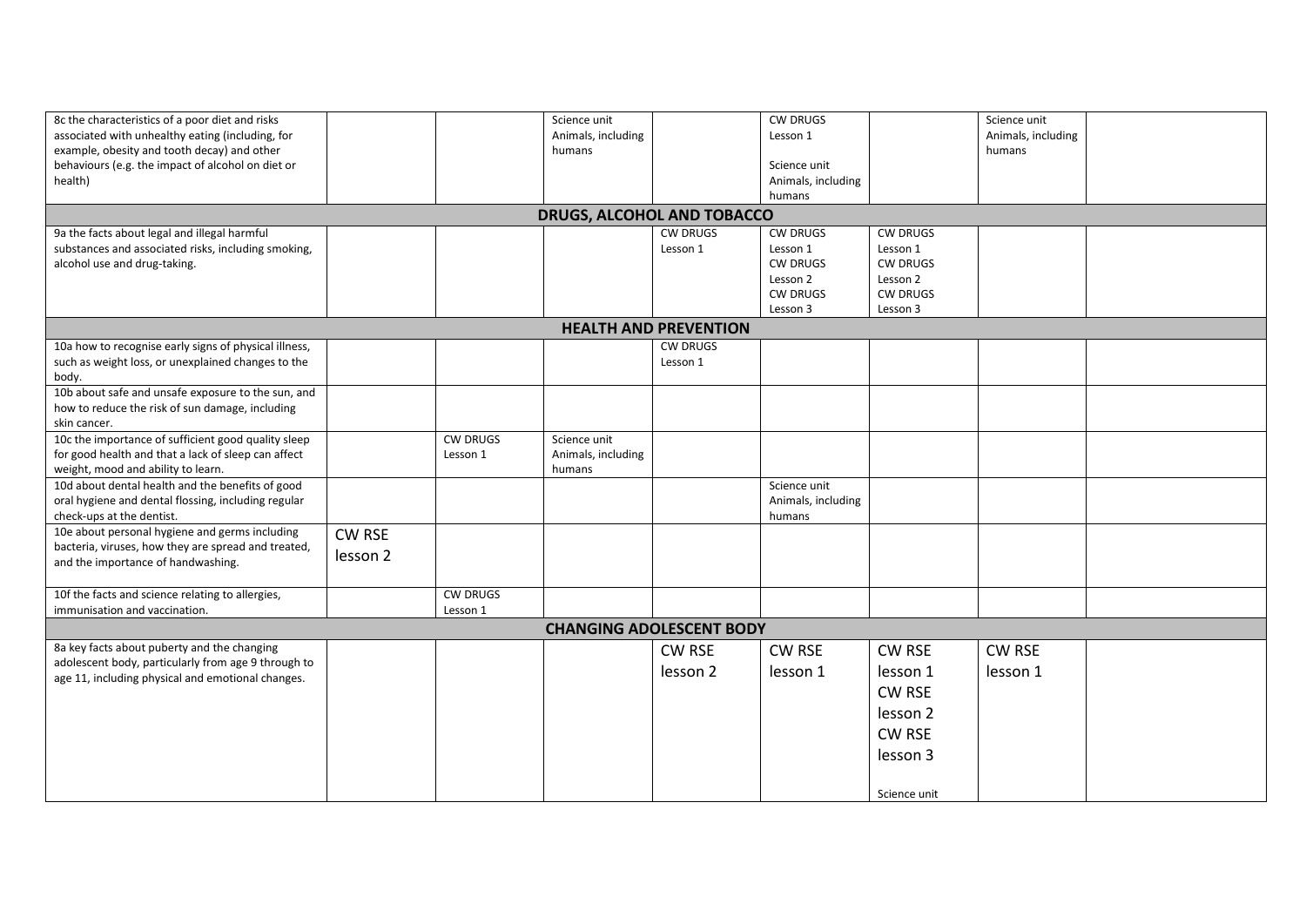| | | | | | | | | |
|---|---|---|---|---|---|---|---|---|
| 8c the characteristics of a poor diet and risks associated with unhealthy eating (including, for example, obesity and tooth decay) and other behaviours (e.g. the impact of alcohol on diet or health) | | | Science unit Animals, including humans | | CW DRUGS Lesson 1<br><br>Science unit Animals, including humans | | Science unit Animals, including humans | |
| **DRUGS, ALCOHOL AND TOBACCO** | | | | | | | | |
| 9a the facts about legal and illegal harmful substances and associated risks, including smoking, alcohol use and drug-taking. | | | | CW DRUGS Lesson 1 | CW DRUGS Lesson 1<br>CW DRUGS Lesson 2<br>CW DRUGS Lesson 3 | CW DRUGS Lesson 1<br>CW DRUGS Lesson 2<br>CW DRUGS Lesson 3 | | |
| **HEALTH AND PREVENTION** | | | | | | | | |
| 10a how to recognise early signs of physical illness, such as weight loss, or unexplained changes to the body. | | | | CW DRUGS Lesson 1 | | | | |
| 10b about safe and unsafe exposure to the sun, and how to reduce the risk of sun damage, including skin cancer. | | | | | | | | |
| 10c the importance of sufficient good quality sleep for good health and that a lack of sleep can affect weight, mood and ability to learn. | | CW DRUGS Lesson 1 | Science unit Animals, including humans | | | | | |
| 10d about dental health and the benefits of good oral hygiene and dental flossing, including regular check-ups at the dentist. | | | | | Science unit Animals, including humans | | | |
| 10e about personal hygiene and germs including bacteria, viruses, how they are spread and treated, and the importance of handwashing. | CW RSE lesson 2 | | | | | | | |
| 10f the facts and science relating to allergies, immunisation and vaccination. | | CW DRUGS Lesson 1 | | | | | | |
| **CHANGING ADOLESCENT BODY** | | | | | | | | |
| 8a key facts about puberty and the changing adolescent body, particularly from age 9 through to age 11, including physical and emotional changes. | | | | CW RSE lesson 2 | CW RSE lesson 1 | CW RSE lesson 1<br>CW RSE lesson 2<br>CW RSE lesson 3<br><br>Science unit | CW RSE lesson 1 | |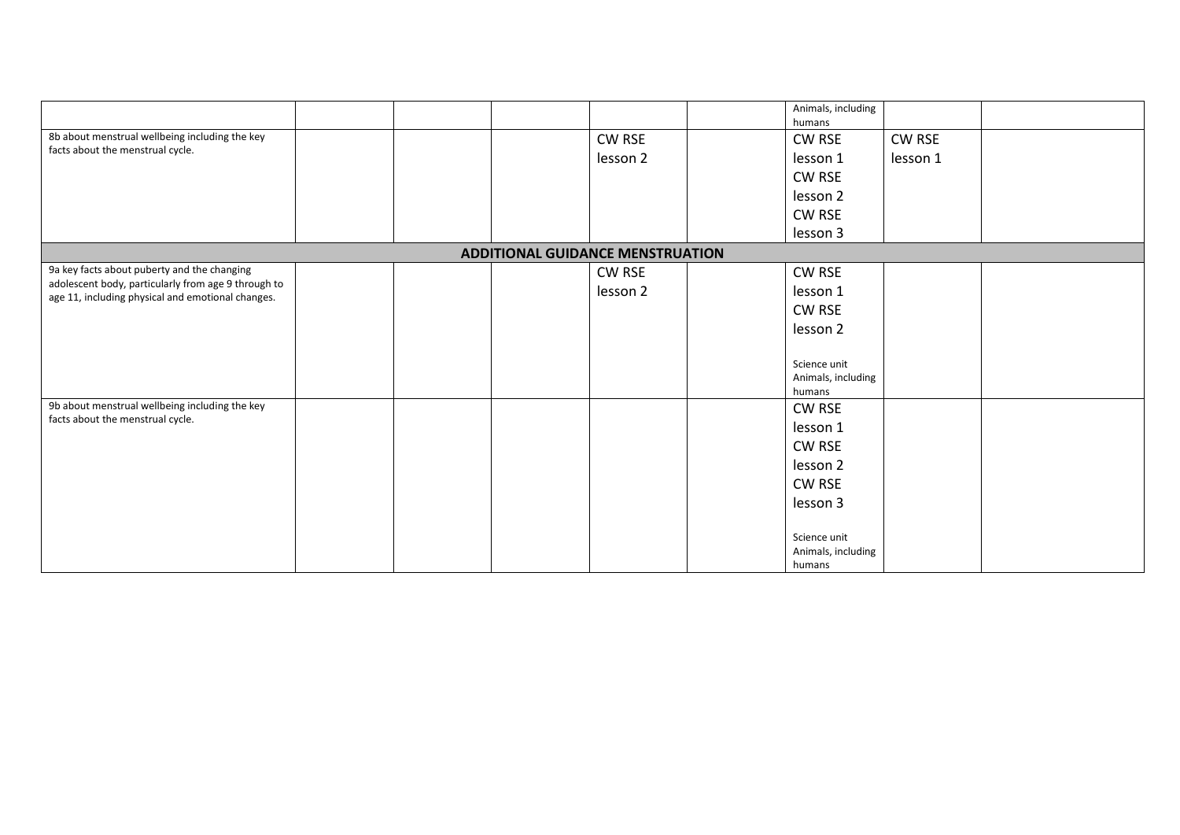| | | | | | | | | |
|---|---|---|---|---|---|---|---|---|
| | | | | | | Animals, including humans | | |
| 8b about menstrual wellbeing including the key facts about the menstrual cycle. | | | | CW RSE lesson 2 | | CW RSE lesson 1 CW RSE lesson 2 CW RSE lesson 3 | CW RSE lesson 1 | |
| **ADDITIONAL GUIDANCE MENSTRUATION** | | | | | | | | |
| 9a key facts about puberty and the changing adolescent body, particularly from age 9 through to age 11, including physical and emotional changes. | | | | CW RSE lesson 2 | | CW RSE lesson 1 CW RSE lesson 2 Science unit Animals, including humans | | |
| 9b about menstrual wellbeing including the key facts about the menstrual cycle. | | | | | | CW RSE lesson 1 CW RSE lesson 2 CW RSE lesson 3 Science unit Animals, including humans | | |